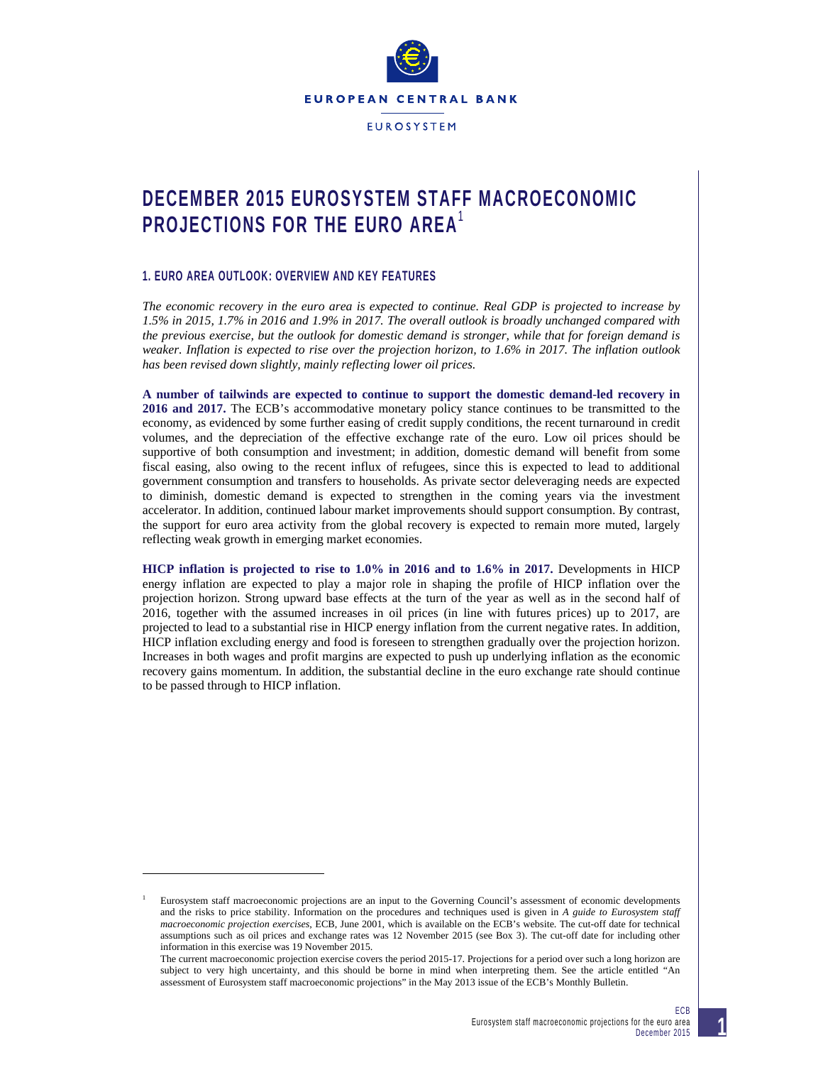# DECEMBER 2015 EUROSYSTEM STAFF MACROECONOMIC PROJECTIONS FOR THE EURO AREA[1]

## 1. EURO AREA OUTLOOK: OVERVIEW AND KEY FEATURES

*The economic recovery in the euro area is expected to continue. Real GDP is projected to increase by 1.5% in 2015, 1.7% in 2016 and 1.9% in 2017. The overall outlook is broadly unchanged compared with the previous exercise, but the outlook for domestic demand is stronger, while that for foreign demand is weaker. Inflation is expected to rise over the projection horizon, to 1.6% in 2017. The inflation outlook has been revised down slightly, mainly reflecting lower oil prices.*

**A number of tailwinds are expected to continue to support the domestic demand-led recovery in 2016 and 2017.** The ECB's accommodative monetary policy stance continues to be transmitted to the economy, as evidenced by some further easing of credit supply conditions, the recent turnaround in credit volumes, and the depreciation of the effective exchange rate of the euro. Low oil prices should be supportive of both consumption and investment; in addition, domestic demand will benefit from some fiscal easing, also owing to the recent influx of refugees, since this is expected to lead to additional government consumption and transfers to households. As private sector deleveraging needs are expected to diminish, domestic demand is expected to strengthen in the coming years via the investment accelerator. In addition, continued labour market improvements should support consumption. By contrast, the support for euro area activity from the global recovery is expected to remain more muted, largely reflecting weak growth in emerging market economies.

**HICP inflation is projected to rise to 1.0% in 2016 and to 1.6% in 2017.** Developments in HICP energy inflation are expected to play a major role in shaping the profile of HICP inflation over the projection horizon. Strong upward base effects at the turn of the year as well as in the second half of 2016, together with the assumed increases in oil prices (in line with futures prices) up to 2017, are projected to lead to a substantial rise in HICP energy inflation from the current negative rates. In addition, HICP inflation excluding energy and food is foreseen to strengthen gradually over the projection horizon. Increases in both wages and profit margins are expected to push up underlying inflation as the economic recovery gains momentum. In addition, the substantial decline in the euro exchange rate should continue to be passed through to HICP inflation.

---

[1] Eurosystem staff macroeconomic projections are an input to the Governing Council's assessment of economic developments and the risks to price stability. Information on the procedures and techniques used is given in *A guide to Eurosystem staff macroeconomic projection exercises*, ECB, June 2001, which is available on the ECB's website. The cut-off date for technical assumptions such as oil prices and exchange rates was 12 November 2015 (see Box 3). The cut-off date for including other information in this exercise was 19 November 2015.

The current macroeconomic projection exercise covers the period 2015-17. Projections for a period over such a long horizon are subject to very high uncertainty, and this should be borne in mind when interpreting them. See the article entitled "An assessment of Eurosystem staff macroeconomic projections" in the May 2013 issue of the ECB's Monthly Bulletin.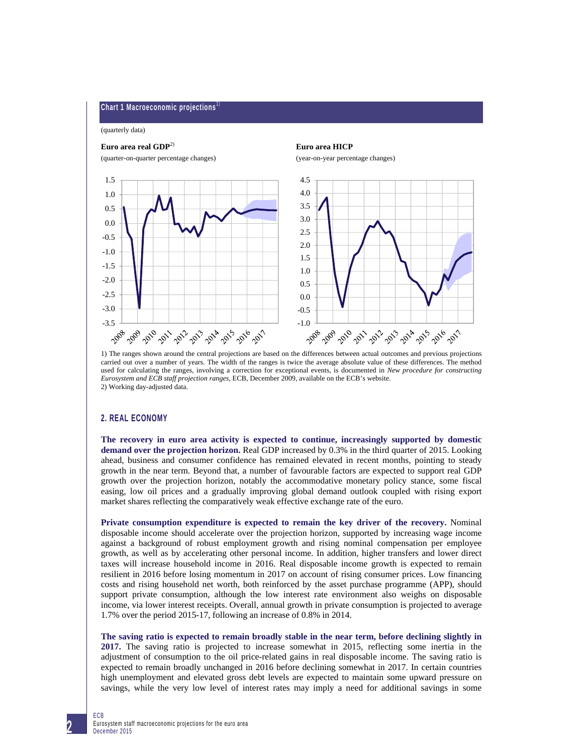**Chart 1 Macroeconomic projections** [1]

(quarterly data)

**Euro area real GDP** [2]

(quarter-on-quarter percentage changes)

**Euro area HICP**

(year-on-year percentage changes)

1) The ranges shown around the central projections are based on the differences between actual outcomes and previous projections carried out over a number of years. The width of the ranges is twice the average absolute value of these differences. The method used for calculating the ranges, involving a correction for exceptional events, is documented in *New procedure for constructing Eurosystem and ECB staff projection ranges*, ECB, December 2009, available on the ECB's website.
2) Working day-adjusted data.

## 2. REAL ECONOMY

**The recovery in euro area activity is expected to continue, increasingly supported by domestic demand over the projection horizon.** Real GDP increased by 0.3% in the third quarter of 2015. Looking ahead, business and consumer confidence has remained elevated in recent months, pointing to steady growth in the near term. Beyond that, a number of favourable factors are expected to support real GDP growth over the projection horizon, notably the accommodative monetary policy stance, some fiscal easing, low oil prices and a gradually improving global demand outlook coupled with rising export market shares reflecting the comparatively weak effective exchange rate of the euro.

**Private consumption expenditure is expected to remain the key driver of the recovery.** Nominal disposable income should accelerate over the projection horizon, supported by increasing wage income against a background of robust employment growth and rising nominal compensation per employee growth, as well as by accelerating other personal income. In addition, higher transfers and lower direct taxes will increase household income in 2016. Real disposable income growth is expected to remain resilient in 2016 before losing momentum in 2017 on account of rising consumer prices. Low financing costs and rising household net worth, both reinforced by the asset purchase programme (APP), should support private consumption, although the low interest rate environment also weighs on disposable income, via lower interest receipts. Overall, annual growth in private consumption is projected to average 1.7% over the period 2015-17, following an increase of 0.8% in 2014.

**The saving ratio is expected to remain broadly stable in the near term, before declining slightly in 2017.** The saving ratio is projected to increase somewhat in 2015, reflecting some inertia in the adjustment of consumption to the oil price-related gains in real disposable income. The saving ratio is expected to remain broadly unchanged in 2016 before declining somewhat in 2017. In certain countries high unemployment and elevated gross debt levels are expected to maintain some upward pressure on savings, while the very low level of interest rates may imply a need for additional savings in some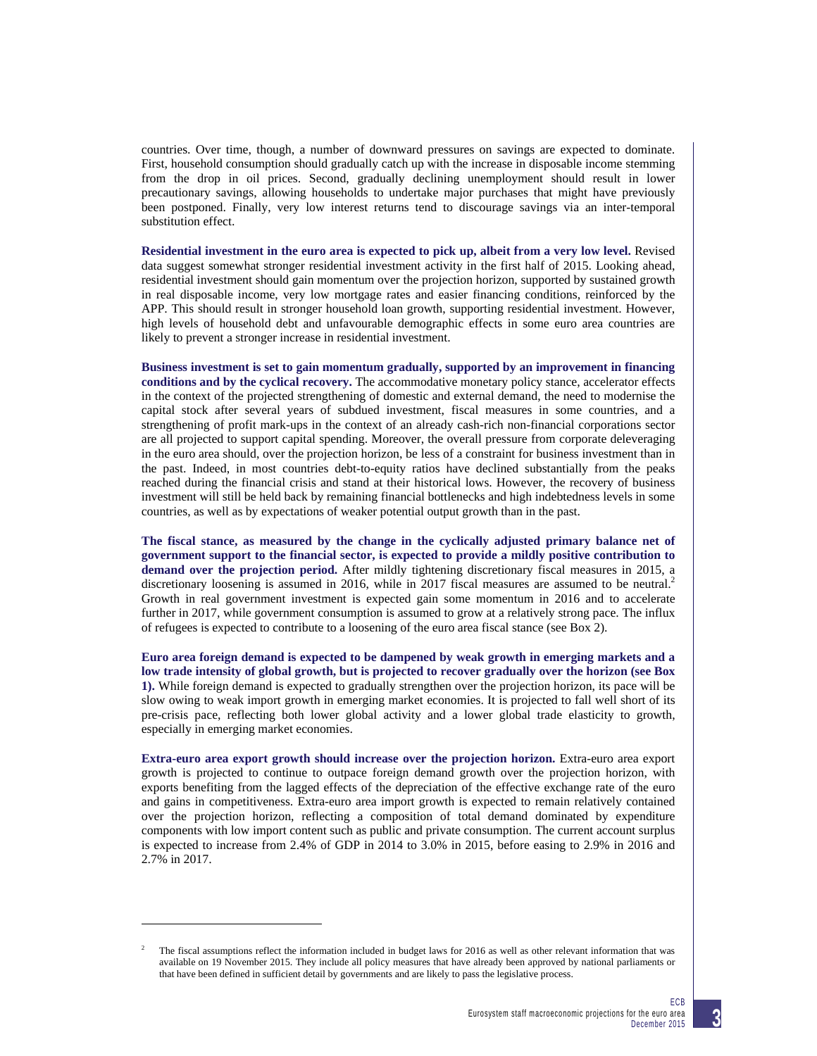countries. Over time, though, a number of downward pressures on savings are expected to dominate. First, household consumption should gradually catch up with the increase in disposable income stemming from the drop in oil prices. Second, gradually declining unemployment should result in lower precautionary savings, allowing households to undertake major purchases that might have previously been postponed. Finally, very low interest returns tend to discourage savings via an inter-temporal substitution effect.

**Residential investment in the euro area is expected to pick up, albeit from a very low level.** Revised data suggest somewhat stronger residential investment activity in the first half of 2015. Looking ahead, residential investment should gain momentum over the projection horizon, supported by sustained growth in real disposable income, very low mortgage rates and easier financing conditions, reinforced by the APP. This should result in stronger household loan growth, supporting residential investment. However, high levels of household debt and unfavourable demographic effects in some euro area countries are likely to prevent a stronger increase in residential investment.

**Business investment is set to gain momentum gradually, supported by an improvement in financing conditions and by the cyclical recovery.** The accommodative monetary policy stance, accelerator effects in the context of the projected strengthening of domestic and external demand, the need to modernise the capital stock after several years of subdued investment, fiscal measures in some countries, and a strengthening of profit mark-ups in the context of an already cash-rich non-financial corporations sector are all projected to support capital spending. Moreover, the overall pressure from corporate deleveraging in the euro area should, over the projection horizon, be less of a constraint for business investment than in the past. Indeed, in most countries debt-to-equity ratios have declined substantially from the peaks reached during the financial crisis and stand at their historical lows. However, the recovery of business investment will still be held back by remaining financial bottlenecks and high indebtedness levels in some countries, as well as by expectations of weaker potential output growth than in the past.

**The fiscal stance, as measured by the change in the cyclically adjusted primary balance net of government support to the financial sector, is expected to provide a mildly positive contribution to demand over the projection period.** After mildly tightening discretionary fiscal measures in 2015, a discretionary loosening is assumed in 2016, while in 2017 fiscal measures are assumed to be neutral.[2] Growth in real government investment is expected gain some momentum in 2016 and to accelerate further in 2017, while government consumption is assumed to grow at a relatively strong pace. The influx of refugees is expected to contribute to a loosening of the euro area fiscal stance (see Box 2).

**Euro area foreign demand is expected to be dampened by weak growth in emerging markets and a low trade intensity of global growth, but is projected to recover gradually over the horizon (see Box 1).** While foreign demand is expected to gradually strengthen over the projection horizon, its pace will be slow owing to weak import growth in emerging market economies. It is projected to fall well short of its pre-crisis pace, reflecting both lower global activity and a lower global trade elasticity to growth, especially in emerging market economies.

**Extra-euro area export growth should increase over the projection horizon.** Extra-euro area export growth is projected to continue to outpace foreign demand growth over the projection horizon, with exports benefiting from the lagged effects of the depreciation of the effective exchange rate of the euro and gains in competitiveness. Extra-euro area import growth is expected to remain relatively contained over the projection horizon, reflecting a composition of total demand dominated by expenditure components with low import content such as public and private consumption. The current account surplus is expected to increase from 2.4% of GDP in 2014 to 3.0% in 2015, before easing to 2.9% in 2016 and 2.7% in 2017.

---

[2] The fiscal assumptions reflect the information included in budget laws for 2016 as well as other relevant information that was available on 19 November 2015. They include all policy measures that have already been approved by national parliaments or that have been defined in sufficient detail by governments and are likely to pass the legislative process.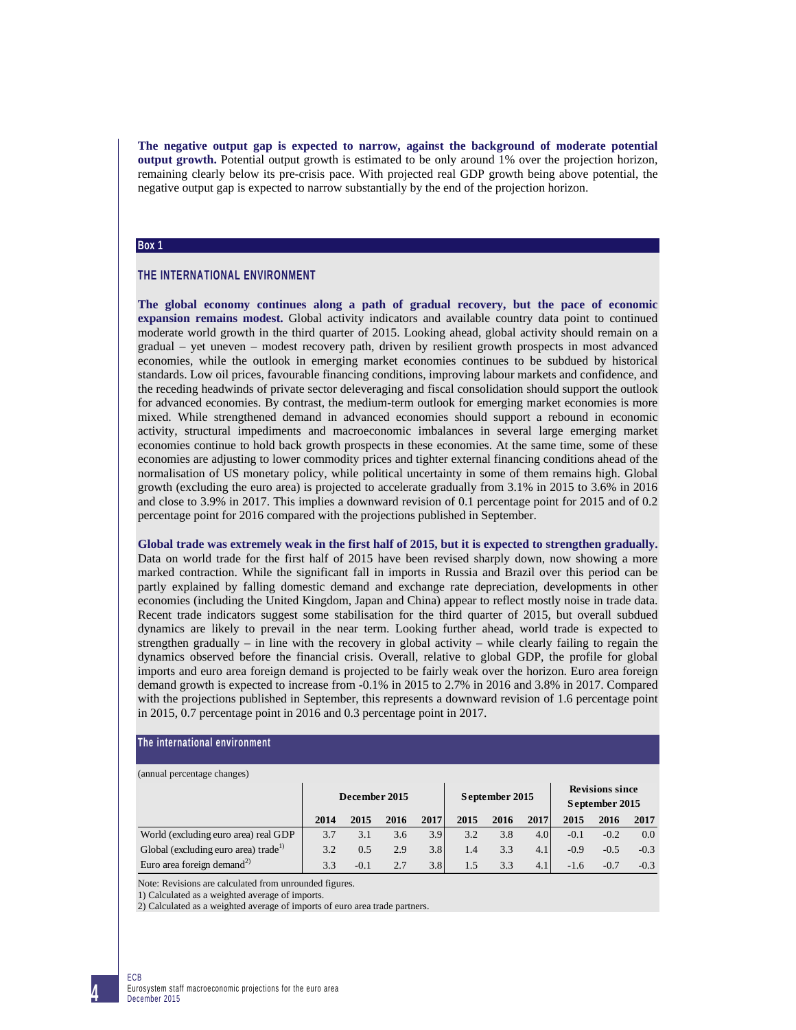**The negative output gap is expected to narrow, against the background of moderate potential output growth.** Potential output growth is estimated to be only around 1% over the projection horizon, remaining clearly below its pre-crisis pace. With projected real GDP growth being above potential, the negative output gap is expected to narrow substantially by the end of the projection horizon.

## Box 1

### THE INTERNATIONAL ENVIRONMENT

**The global economy continues along a path of gradual recovery, but the pace of economic expansion remains modest.** Global activity indicators and available country data point to continued moderate world growth in the third quarter of 2015. Looking ahead, global activity should remain on a gradual – yet uneven – modest recovery path, driven by resilient growth prospects in most advanced economies, while the outlook in emerging market economies continues to be subdued by historical standards. Low oil prices, favourable financing conditions, improving labour markets and confidence, and the receding headwinds of private sector deleveraging and fiscal consolidation should support the outlook for advanced economies. By contrast, the medium-term outlook for emerging market economies is more mixed. While strengthened demand in advanced economies should support a rebound in economic activity, structural impediments and macroeconomic imbalances in several large emerging market economies continue to hold back growth prospects in these economies. At the same time, some of these economies are adjusting to lower commodity prices and tighter external financing conditions ahead of the normalisation of US monetary policy, while political uncertainty in some of them remains high. Global growth (excluding the euro area) is projected to accelerate gradually from 3.1% in 2015 to 3.6% in 2016 and close to 3.9% in 2017. This implies a downward revision of 0.1 percentage point for 2015 and of 0.2 percentage point for 2016 compared with the projections published in September.

**Global trade was extremely weak in the first half of 2015, but it is expected to strengthen gradually.** Data on world trade for the first half of 2015 have been revised sharply down, now showing a more marked contraction. While the significant fall in imports in Russia and Brazil over this period can be partly explained by falling domestic demand and exchange rate depreciation, developments in other economies (including the United Kingdom, Japan and China) appear to reflect mostly noise in trade data. Recent trade indicators suggest some stabilisation for the third quarter of 2015, but overall subdued dynamics are likely to prevail in the near term. Looking further ahead, world trade is expected to strengthen gradually – in line with the recovery in global activity – while clearly failing to regain the dynamics observed before the financial crisis. Overall, relative to global GDP, the profile for global imports and euro area foreign demand is projected to be fairly weak over the horizon. Euro area foreign demand growth is expected to increase from -0.1% in 2015 to 2.7% in 2016 and 3.8% in 2017. Compared with the projections published in September, this represents a downward revision of 1.6 percentage point in 2015, 0.7 percentage point in 2016 and 0.3 percentage point in 2017.

**The international environment**

(annual percentage changes)

| | December 2015 | | | | September 2015 | | | Revisions since September 2015 | | |
|---|---|---|---|---|---|---|---|---|---|---|
| | 2014 | 2015 | 2016 | 2017 | 2015 | 2016 | 2017 | 2015 | 2016 | 2017 |
| World (excluding euro area) real GDP | 3.7 | 3.1 | 3.6 | 3.9 | 3.2 | 3.8 | 4.0 | -0.1 | -0.2 | 0.0 |
| Global (excluding euro area) trade[1] | 3.2 | 0.5 | 2.9 | 3.8 | 1.4 | 3.3 | 4.1 | -0.9 | -0.5 | -0.3 |
| Euro area foreign demand[2] | 3.3 | -0.1 | 2.7 | 3.8 | 1.5 | 3.3 | 4.1 | -1.6 | -0.7 | -0.3 |

Note: Revisions are calculated from unrounded figures.

1) Calculated as a weighted average of imports.

2) Calculated as a weighted average of imports of euro area trade partners.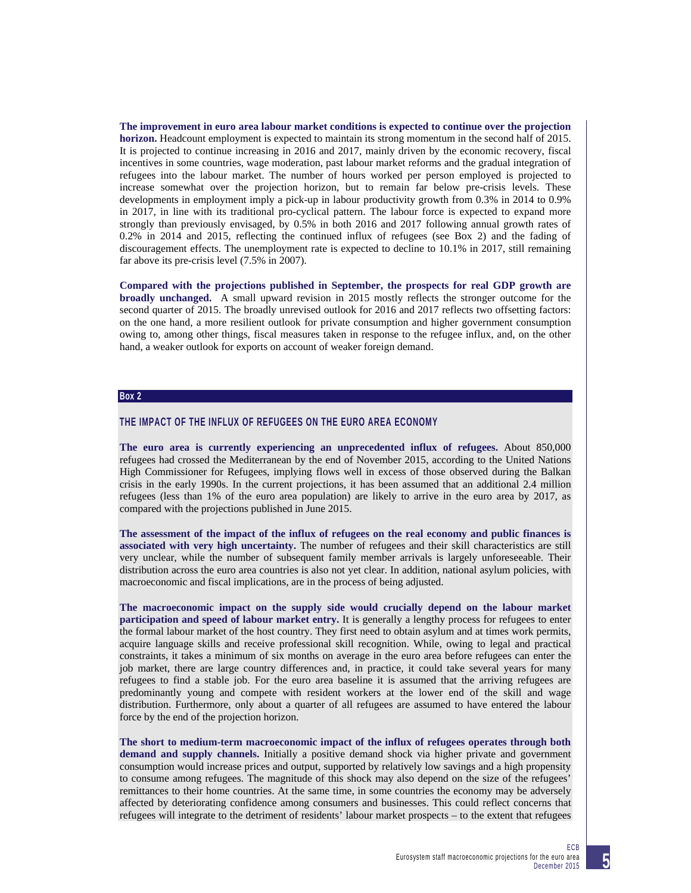**The improvement in euro area labour market conditions is expected to continue over the projection horizon.** Headcount employment is expected to maintain its strong momentum in the second half of 2015. It is projected to continue increasing in 2016 and 2017, mainly driven by the economic recovery, fiscal incentives in some countries, wage moderation, past labour market reforms and the gradual integration of refugees into the labour market. The number of hours worked per person employed is projected to increase somewhat over the projection horizon, but to remain far below pre-crisis levels. These developments in employment imply a pick-up in labour productivity growth from 0.3% in 2014 to 0.9% in 2017, in line with its traditional pro-cyclical pattern. The labour force is expected to expand more strongly than previously envisaged, by 0.5% in both 2016 and 2017 following annual growth rates of 0.2% in 2014 and 2015, reflecting the continued influx of refugees (see Box 2) and the fading of discouragement effects. The unemployment rate is expected to decline to 10.1% in 2017, still remaining far above its pre-crisis level (7.5% in 2007).

**Compared with the projections published in September, the prospects for real GDP growth are broadly unchanged.** A small upward revision in 2015 mostly reflects the stronger outcome for the second quarter of 2015. The broadly unrevised outlook for 2016 and 2017 reflects two offsetting factors: on the one hand, a more resilient outlook for private consumption and higher government consumption owing to, among other things, fiscal measures taken in response to the refugee influx, and, on the other hand, a weaker outlook for exports on account of weaker foreign demand.

**Box 2**

## THE IMPACT OF THE INFLUX OF REFUGEES ON THE EURO AREA ECONOMY

**The euro area is currently experiencing an unprecedented influx of refugees.** About 850,000 refugees had crossed the Mediterranean by the end of November 2015, according to the United Nations High Commissioner for Refugees, implying flows well in excess of those observed during the Balkan crisis in the early 1990s. In the current projections, it has been assumed that an additional 2.4 million refugees (less than 1% of the euro area population) are likely to arrive in the euro area by 2017, as compared with the projections published in June 2015.

**The assessment of the impact of the influx of refugees on the real economy and public finances is associated with very high uncertainty.** The number of refugees and their skill characteristics are still very unclear, while the number of subsequent family member arrivals is largely unforeseeable. Their distribution across the euro area countries is also not yet clear. In addition, national asylum policies, with macroeconomic and fiscal implications, are in the process of being adjusted.

**The macroeconomic impact on the supply side would crucially depend on the labour market participation and speed of labour market entry.** It is generally a lengthy process for refugees to enter the formal labour market of the host country. They first need to obtain asylum and at times work permits, acquire language skills and receive professional skill recognition. While, owing to legal and practical constraints, it takes a minimum of six months on average in the euro area before refugees can enter the job market, there are large country differences and, in practice, it could take several years for many refugees to find a stable job. For the euro area baseline it is assumed that the arriving refugees are predominantly young and compete with resident workers at the lower end of the skill and wage distribution. Furthermore, only about a quarter of all refugees are assumed to have entered the labour force by the end of the projection horizon.

**The short to medium-term macroeconomic impact of the influx of refugees operates through both demand and supply channels.** Initially a positive demand shock via higher private and government consumption would increase prices and output, supported by relatively low savings and a high propensity to consume among refugees. The magnitude of this shock may also depend on the size of the refugees' remittances to their home countries. At the same time, in some countries the economy may be adversely affected by deteriorating confidence among consumers and businesses. This could reflect concerns that refugees will integrate to the detriment of residents' labour market prospects – to the extent that refugees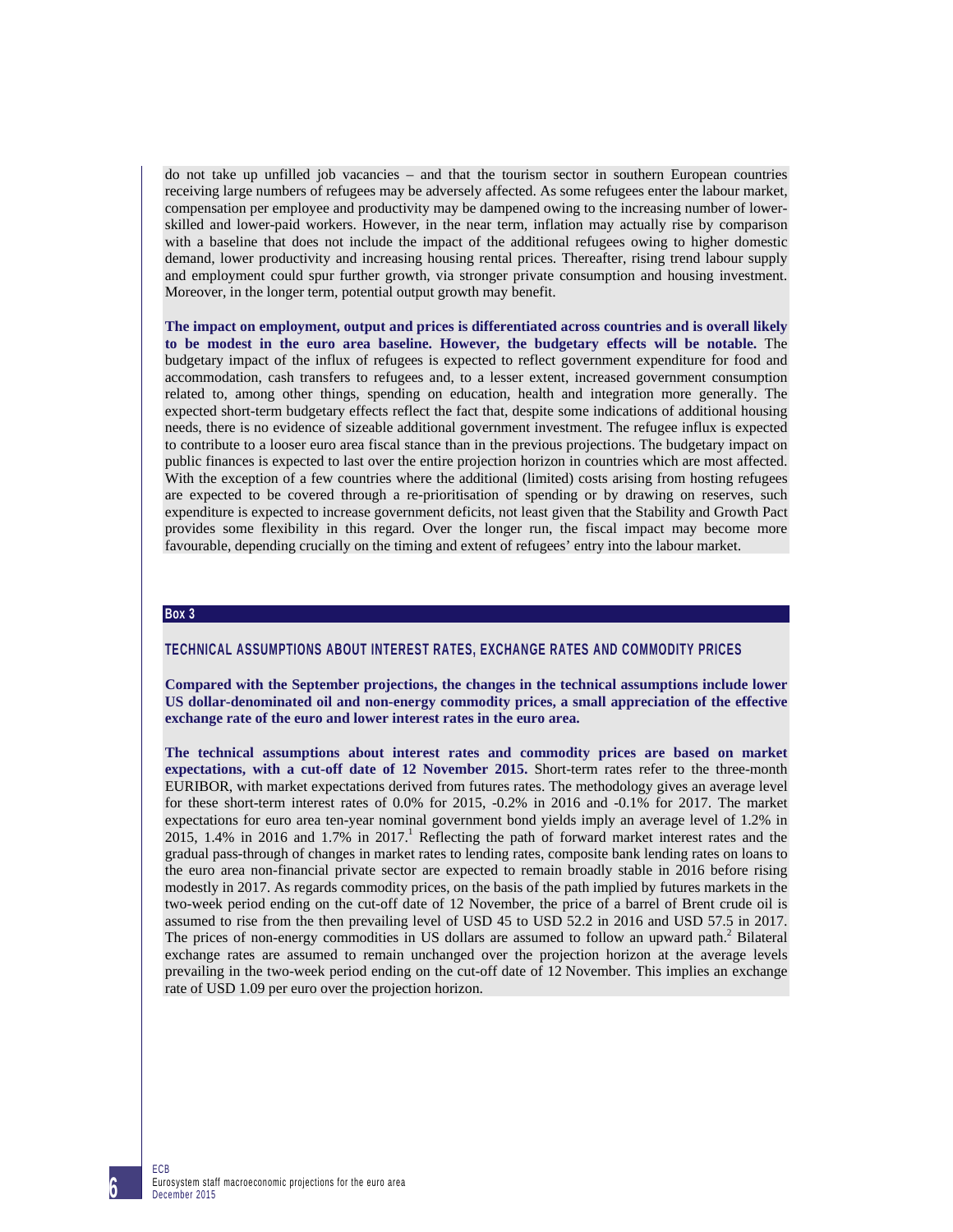do not take up unfilled job vacancies – and that the tourism sector in southern European countries receiving large numbers of refugees may be adversely affected. As some refugees enter the labour market, compensation per employee and productivity may be dampened owing to the increasing number of lower-skilled and lower-paid workers. However, in the near term, inflation may actually rise by comparison with a baseline that does not include the impact of the additional refugees owing to higher domestic demand, lower productivity and increasing housing rental prices. Thereafter, rising trend labour supply and employment could spur further growth, via stronger private consumption and housing investment. Moreover, in the longer term, potential output growth may benefit.

**The impact on employment, output and prices is differentiated across countries and is overall likely to be modest in the euro area baseline. However, the budgetary effects will be notable.** The budgetary impact of the influx of refugees is expected to reflect government expenditure for food and accommodation, cash transfers to refugees and, to a lesser extent, increased government consumption related to, among other things, spending on education, health and integration more generally. The expected short-term budgetary effects reflect the fact that, despite some indications of additional housing needs, there is no evidence of sizeable additional government investment. The refugee influx is expected to contribute to a looser euro area fiscal stance than in the previous projections. The budgetary impact on public finances is expected to last over the entire projection horizon in countries which are most affected. With the exception of a few countries where the additional (limited) costs arising from hosting refugees are expected to be covered through a re-prioritisation of spending or by drawing on reserves, such expenditure is expected to increase government deficits, not least given that the Stability and Growth Pact provides some flexibility in this regard. Over the longer run, the fiscal impact may become more favourable, depending crucially on the timing and extent of refugees' entry into the labour market.

**Box 3**

## TECHNICAL ASSUMPTIONS ABOUT INTEREST RATES, EXCHANGE RATES AND COMMODITY PRICES

**Compared with the September projections, the changes in the technical assumptions include lower US dollar-denominated oil and non-energy commodity prices, a small appreciation of the effective exchange rate of the euro and lower interest rates in the euro area.**

**The technical assumptions about interest rates and commodity prices are based on market expectations, with a cut-off date of 12 November 2015.** Short-term rates refer to the three-month EURIBOR, with market expectations derived from futures rates. The methodology gives an average level for these short-term interest rates of 0.0% for 2015, -0.2% in 2016 and -0.1% for 2017. The market expectations for euro area ten-year nominal government bond yields imply an average level of 1.2% in 2015, 1.4% in 2016 and 1.7% in 2017.[1] Reflecting the path of forward market interest rates and the gradual pass-through of changes in market rates to lending rates, composite bank lending rates on loans to the euro area non-financial private sector are expected to remain broadly stable in 2016 before rising modestly in 2017. As regards commodity prices, on the basis of the path implied by futures markets in the two-week period ending on the cut-off date of 12 November, the price of a barrel of Brent crude oil is assumed to rise from the then prevailing level of USD 45 to USD 52.2 in 2016 and USD 57.5 in 2017. The prices of non-energy commodities in US dollars are assumed to follow an upward path.[2] Bilateral exchange rates are assumed to remain unchanged over the projection horizon at the average levels prevailing in the two-week period ending on the cut-off date of 12 November. This implies an exchange rate of USD 1.09 per euro over the projection horizon.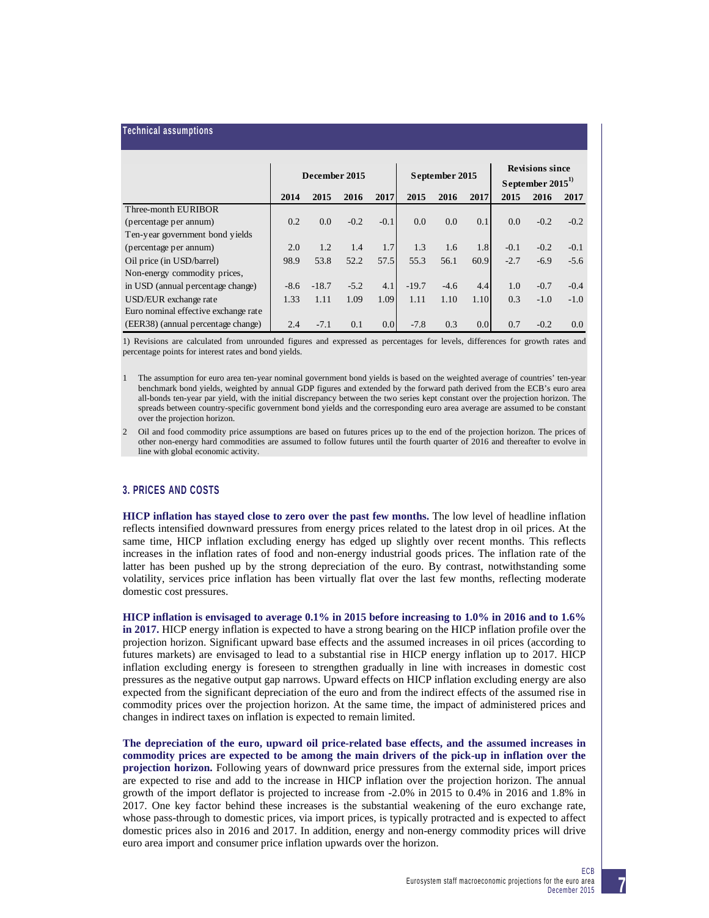**Technical assumptions**

| | December 2015 | | | | September 2015 | | | Revisions since September 2015[1)] | | |
|---|---|---|---|---|---|---|---|---|---|---|
| | 2014 | 2015 | 2016 | 2017 | 2015 | 2016 | 2017 | 2015 | 2016 | 2017 |
| Three-month EURIBOR (percentage per annum) | 0.2 | 0.0 | -0.2 | -0.1 | 0.0 | 0.0 | 0.1 | 0.0 | -0.2 | -0.2 |
| Ten-year government bond yields (percentage per annum) | 2.0 | 1.2 | 1.4 | 1.7 | 1.3 | 1.6 | 1.8 | -0.1 | -0.2 | -0.1 |
| Oil price (in USD/barrel) | 98.9 | 53.8 | 52.2 | 57.5 | 55.3 | 56.1 | 60.9 | -2.7 | -6.9 | -5.6 |
| Non-energy commodity prices, in USD (annual percentage change) | -8.6 | -18.7 | -5.2 | 4.1 | -19.7 | -4.6 | 4.4 | 1.0 | -0.7 | -0.4 |
| USD/EUR exchange rate | 1.33 | 1.11 | 1.09 | 1.09 | 1.11 | 1.10 | 1.10 | 0.3 | -1.0 | -1.0 |
| Euro nominal effective exchange rate (EER38) (annual percentage change) | 2.4 | -7.1 | 0.1 | 0.0 | -7.8 | 0.3 | 0.0 | 0.7 | -0.2 | 0.0 |

1) Revisions are calculated from unrounded figures and expressed as percentages for levels, differences for growth rates and percentage points for interest rates and bond yields.

1 The assumption for euro area ten-year nominal government bond yields is based on the weighted average of countries' ten-year benchmark bond yields, weighted by annual GDP figures and extended by the forward path derived from the ECB's euro area all-bonds ten-year par yield, with the initial discrepancy between the two series kept constant over the projection horizon. The spreads between country-specific government bond yields and the corresponding euro area average are assumed to be constant over the projection horizon.

2 Oil and food commodity price assumptions are based on futures prices up to the end of the projection horizon. The prices of other non-energy hard commodities are assumed to follow futures until the fourth quarter of 2016 and thereafter to evolve in line with global economic activity.

## 3. PRICES AND COSTS

**HICP inflation has stayed close to zero over the past few months.** The low level of headline inflation reflects intensified downward pressures from energy prices related to the latest drop in oil prices. At the same time, HICP inflation excluding energy has edged up slightly over recent months. This reflects increases in the inflation rates of food and non-energy industrial goods prices. The inflation rate of the latter has been pushed up by the strong depreciation of the euro. By contrast, notwithstanding some volatility, services price inflation has been virtually flat over the last few months, reflecting moderate domestic cost pressures.

**HICP inflation is envisaged to average 0.1% in 2015 before increasing to 1.0% in 2016 and to 1.6% in 2017.** HICP energy inflation is expected to have a strong bearing on the HICP inflation profile over the projection horizon. Significant upward base effects and the assumed increases in oil prices (according to futures markets) are envisaged to lead to a substantial rise in HICP energy inflation up to 2017. HICP inflation excluding energy is foreseen to strengthen gradually in line with increases in domestic cost pressures as the negative output gap narrows. Upward effects on HICP inflation excluding energy are also expected from the significant depreciation of the euro and from the indirect effects of the assumed rise in commodity prices over the projection horizon. At the same time, the impact of administered prices and changes in indirect taxes on inflation is expected to remain limited.

**The depreciation of the euro, upward oil price-related base effects, and the assumed increases in commodity prices are expected to be among the main drivers of the pick-up in inflation over the projection horizon.** Following years of downward price pressures from the external side, import prices are expected to rise and add to the increase in HICP inflation over the projection horizon. The annual growth of the import deflator is projected to increase from -2.0% in 2015 to 0.4% in 2016 and 1.8% in 2017. One key factor behind these increases is the substantial weakening of the euro exchange rate, whose pass-through to domestic prices, via import prices, is typically protracted and is expected to affect domestic prices also in 2016 and 2017. In addition, energy and non-energy commodity prices will drive euro area import and consumer price inflation upwards over the horizon.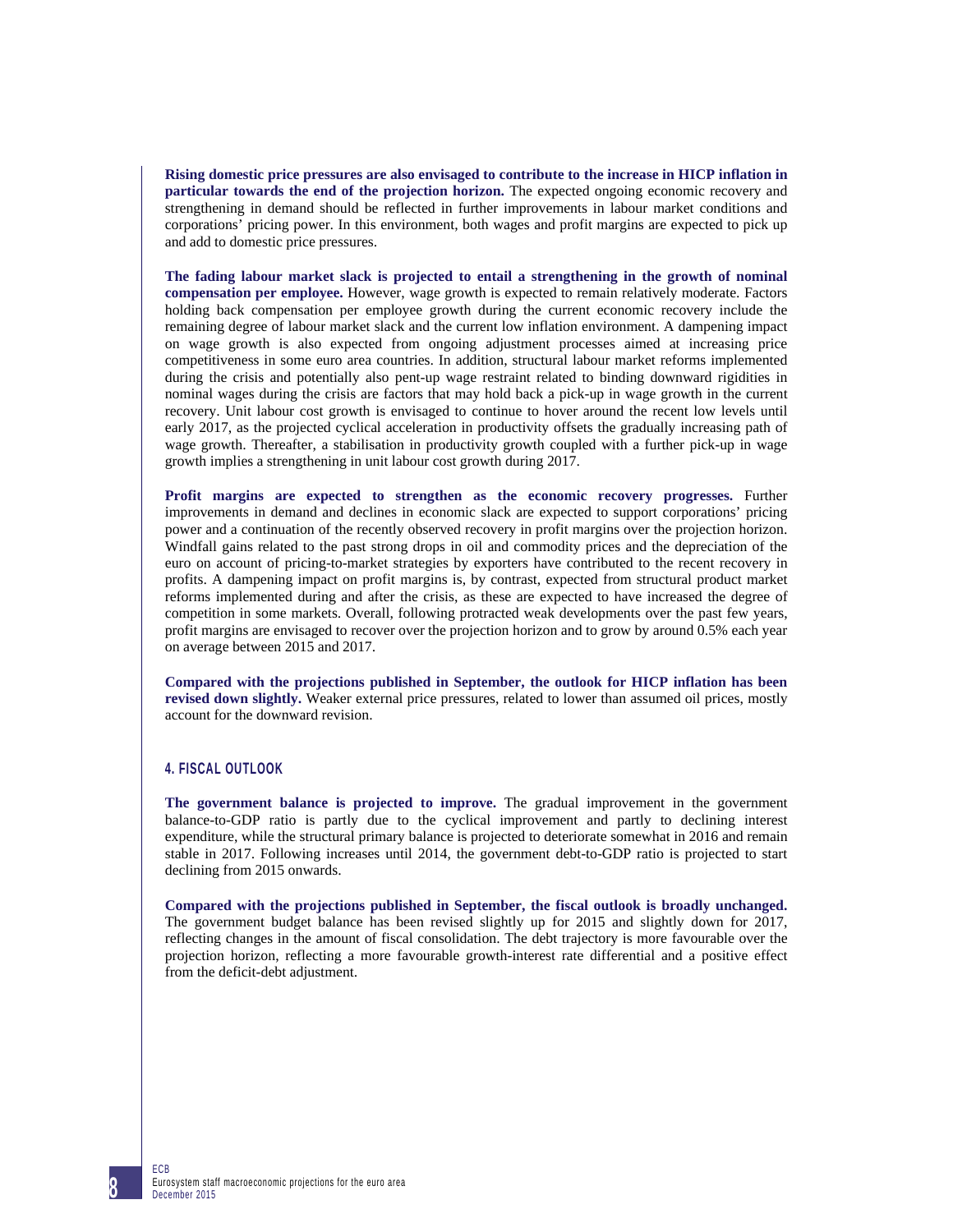**Rising domestic price pressures are also envisaged to contribute to the increase in HICP inflation in particular towards the end of the projection horizon.** The expected ongoing economic recovery and strengthening in demand should be reflected in further improvements in labour market conditions and corporations' pricing power. In this environment, both wages and profit margins are expected to pick up and add to domestic price pressures.

**The fading labour market slack is projected to entail a strengthening in the growth of nominal compensation per employee.** However, wage growth is expected to remain relatively moderate. Factors holding back compensation per employee growth during the current economic recovery include the remaining degree of labour market slack and the current low inflation environment. A dampening impact on wage growth is also expected from ongoing adjustment processes aimed at increasing price competitiveness in some euro area countries. In addition, structural labour market reforms implemented during the crisis and potentially also pent-up wage restraint related to binding downward rigidities in nominal wages during the crisis are factors that may hold back a pick-up in wage growth in the current recovery. Unit labour cost growth is envisaged to continue to hover around the recent low levels until early 2017, as the projected cyclical acceleration in productivity offsets the gradually increasing path of wage growth. Thereafter, a stabilisation in productivity growth coupled with a further pick-up in wage growth implies a strengthening in unit labour cost growth during 2017.

**Profit margins are expected to strengthen as the economic recovery progresses.** Further improvements in demand and declines in economic slack are expected to support corporations' pricing power and a continuation of the recently observed recovery in profit margins over the projection horizon. Windfall gains related to the past strong drops in oil and commodity prices and the depreciation of the euro on account of pricing-to-market strategies by exporters have contributed to the recent recovery in profits. A dampening impact on profit margins is, by contrast, expected from structural product market reforms implemented during and after the crisis, as these are expected to have increased the degree of competition in some markets. Overall, following protracted weak developments over the past few years, profit margins are envisaged to recover over the projection horizon and to grow by around 0.5% each year on average between 2015 and 2017.

**Compared with the projections published in September, the outlook for HICP inflation has been revised down slightly.** Weaker external price pressures, related to lower than assumed oil prices, mostly account for the downward revision.

## 4. FISCAL OUTLOOK

**The government balance is projected to improve.** The gradual improvement in the government balance-to-GDP ratio is partly due to the cyclical improvement and partly to declining interest expenditure, while the structural primary balance is projected to deteriorate somewhat in 2016 and remain stable in 2017. Following increases until 2014, the government debt-to-GDP ratio is projected to start declining from 2015 onwards.

**Compared with the projections published in September, the fiscal outlook is broadly unchanged.** The government budget balance has been revised slightly up for 2015 and slightly down for 2017, reflecting changes in the amount of fiscal consolidation. The debt trajectory is more favourable over the projection horizon, reflecting a more favourable growth-interest rate differential and a positive effect from the deficit-debt adjustment.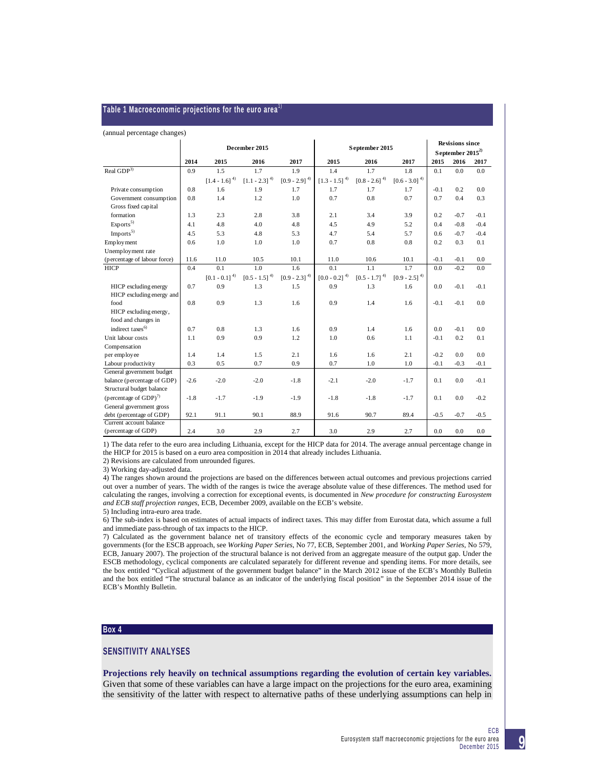**Table 1 Macroeconomic projections for the euro area**[1]

(annual percentage changes)

| | December 2015 | | | | September 2015 | | | Revisions since September 2015[2] | | |
|---|---|---|---|---|---|---|---|---|---|---|
| | 2014 | 2015 | 2016 | 2017 | 2015 | 2016 | 2017 | 2015 | 2016 | 2017 |
| Real GDP[3] | 0.9 | 1.5 | 1.7 | 1.9 | 1.4 | 1.7 | 1.8 | 0.1 | 0.0 | 0.0 |
| | | [1.4 - 1.6] [4] | [1.1 - 2.3] [4] | [0.9 - 2.9] [4] | [1.3 - 1.5] [4] | [0.8 - 2.6] [4] | [0.6 - 3.0] [4] | | | |
| Private consumption | 0.8 | 1.6 | 1.9 | 1.7 | 1.7 | 1.7 | 1.7 | -0.1 | 0.2 | 0.0 |
| Government consumption | 0.8 | 1.4 | 1.2 | 1.0 | 0.7 | 0.8 | 0.7 | 0.7 | 0.4 | 0.3 |
| Gross fixed capital formation | 1.3 | 2.3 | 2.8 | 3.8 | 2.1 | 3.4 | 3.9 | 0.2 | -0.7 | -0.1 |
| Exports[5] | 4.1 | 4.8 | 4.0 | 4.8 | 4.5 | 4.9 | 5.2 | 0.4 | -0.8 | -0.4 |
| Imports[5] | 4.5 | 5.3 | 4.8 | 5.3 | 4.7 | 5.4 | 5.7 | 0.6 | -0.7 | -0.4 |
| Employment | 0.6 | 1.0 | 1.0 | 1.0 | 0.7 | 0.8 | 0.8 | 0.2 | 0.3 | 0.1 |
| Unemployment rate (percentage of labour force) | 11.6 | 11.0 | 10.5 | 10.1 | 11.0 | 10.6 | 10.1 | -0.1 | -0.1 | 0.0 |
| HICP | 0.4 | 0.1 | 1.0 | 1.6 | 0.1 | 1.1 | 1.7 | 0.0 | -0.2 | 0.0 |
| | | [0.1 - 0.1] [4] | [0.5 - 1.5] [4] | [0.9 - 2.3] [4] | [0.0 - 0.2] [4] | [0.5 - 1.7] [4] | [0.9 - 2.5] [4] | | | |
| HICP excluding energy | 0.7 | 0.9 | 1.3 | 1.5 | 0.9 | 1.3 | 1.6 | 0.0 | -0.1 | -0.1 |
| HICP excluding energy and food | 0.8 | 0.9 | 1.3 | 1.6 | 0.9 | 1.4 | 1.6 | -0.1 | -0.1 | 0.0 |
| HICP excluding energy, food and changes in indirect taxes[6] | 0.7 | 0.8 | 1.3 | 1.6 | 0.9 | 1.4 | 1.6 | 0.0 | -0.1 | 0.0 |
| Unit labour costs | 1.1 | 0.9 | 0.9 | 1.2 | 1.0 | 0.6 | 1.1 | -0.1 | 0.2 | 0.1 |
| Compensation per employee | 1.4 | 1.4 | 1.5 | 2.1 | 1.6 | 1.6 | 2.1 | -0.2 | 0.0 | 0.0 |
| Labour productivity | 0.3 | 0.5 | 0.7 | 0.9 | 0.7 | 1.0 | 1.0 | -0.1 | -0.3 | -0.1 |
| General government budget balance (percentage of GDP) | -2.6 | -2.0 | -2.0 | -1.8 | -2.1 | -2.0 | -1.7 | 0.1 | 0.0 | -0.1 |
| Structural budget balance (percentage of GDP)[7] | -1.8 | -1.7 | -1.9 | -1.9 | -1.8 | -1.8 | -1.7 | 0.1 | 0.0 | -0.2 |
| General government gross debt (percentage of GDP) | 92.1 | 91.1 | 90.1 | 88.9 | 91.6 | 90.7 | 89.4 | -0.5 | -0.7 | -0.5 |
| Current account balance (percentage of GDP) | 2.4 | 3.0 | 2.9 | 2.7 | 3.0 | 2.9 | 2.7 | 0.0 | 0.0 | 0.0 |

1) The data refer to the euro area including Lithuania, except for the HICP data for 2014. The average annual percentage change in the HICP for 2015 is based on a euro area composition in 2014 that already includes Lithuania.

2) Revisions are calculated from unrounded figures.

3) Working day-adjusted data.

4) The ranges shown around the projections are based on the differences between actual outcomes and previous projections carried out over a number of years. The width of the ranges is twice the average absolute value of these differences. The method used for calculating the ranges, involving a correction for exceptional events, is documented in *New procedure for constructing Eurosystem and ECB staff projection ranges*, ECB, December 2009, available on the ECB's website.

5) Including intra-euro area trade.

6) The sub-index is based on estimates of actual impacts of indirect taxes. This may differ from Eurostat data, which assume a full and immediate pass-through of tax impacts to the HICP.

7) Calculated as the government balance net of transitory effects of the economic cycle and temporary measures taken by governments (for the ESCB approach, see *Working Paper Series*, No 77, ECB, September 2001, and *Working Paper Series*, No 579, ECB, January 2007). The projection of the structural balance is not derived from an aggregate measure of the output gap. Under the ESCB methodology, cyclical components are calculated separately for different revenue and spending items. For more details, see the box entitled "Cyclical adjustment of the government budget balance" in the March 2012 issue of the ECB's Monthly Bulletin and the box entitled "The structural balance as an indicator of the underlying fiscal position" in the September 2014 issue of the ECB's Monthly Bulletin.

**Box 4**

## SENSITIVITY ANALYSES

**Projections rely heavily on technical assumptions regarding the evolution of certain key variables.** Given that some of these variables can have a large impact on the projections for the euro area, examining the sensitivity of the latter with respect to alternative paths of these underlying assumptions can help in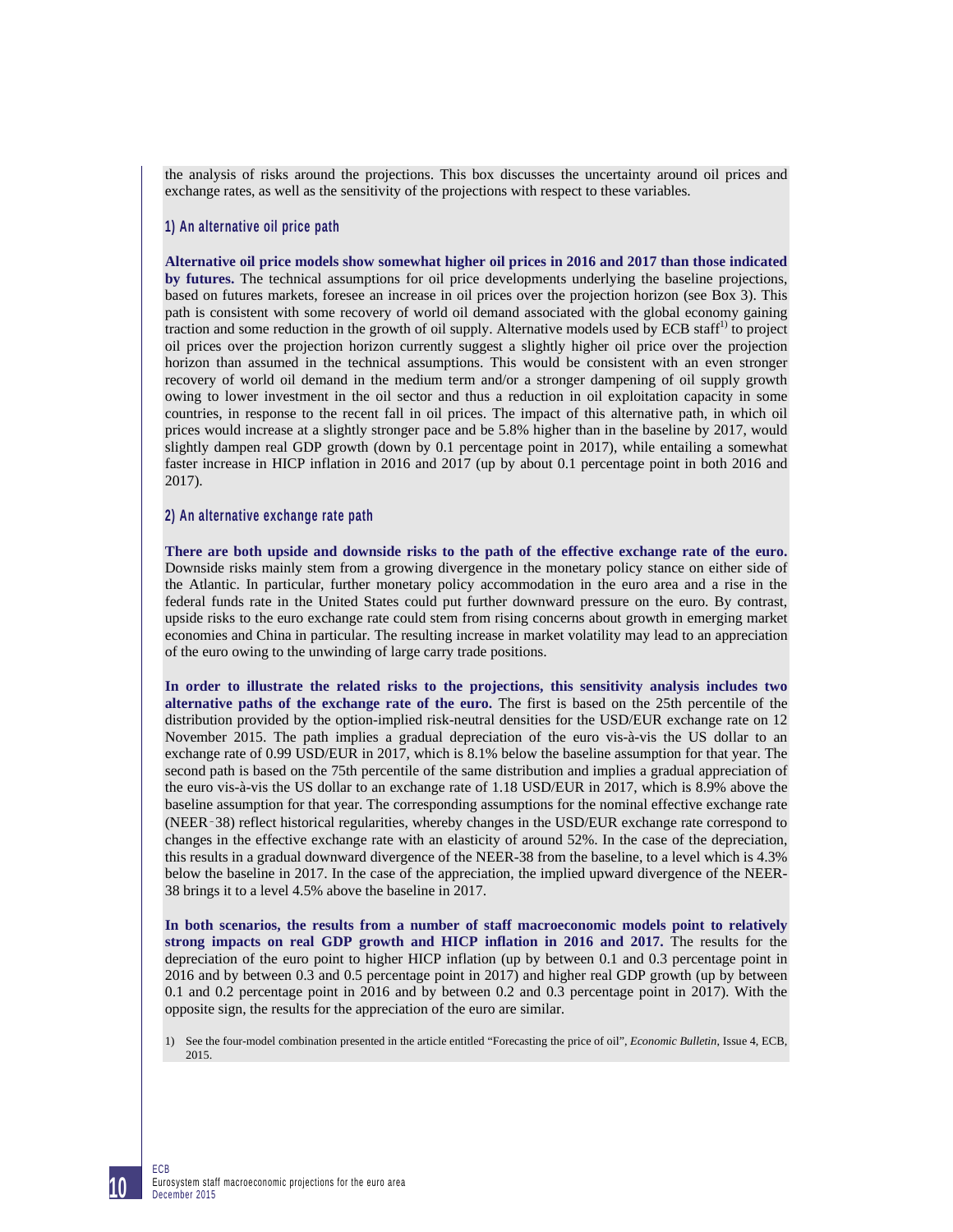the analysis of risks around the projections. This box discusses the uncertainty around oil prices and exchange rates, as well as the sensitivity of the projections with respect to these variables.

### 1) An alternative oil price path

**Alternative oil price models show somewhat higher oil prices in 2016 and 2017 than those indicated by futures.** The technical assumptions for oil price developments underlying the baseline projections, based on futures markets, foresee an increase in oil prices over the projection horizon (see Box 3). This path is consistent with some recovery of world oil demand associated with the global economy gaining traction and some reduction in the growth of oil supply. Alternative models used by ECB staff[1] to project oil prices over the projection horizon currently suggest a slightly higher oil price over the projection horizon than assumed in the technical assumptions. This would be consistent with an even stronger recovery of world oil demand in the medium term and/or a stronger dampening of oil supply growth owing to lower investment in the oil sector and thus a reduction in oil exploitation capacity in some countries, in response to the recent fall in oil prices. The impact of this alternative path, in which oil prices would increase at a slightly stronger pace and be 5.8% higher than in the baseline by 2017, would slightly dampen real GDP growth (down by 0.1 percentage point in 2017), while entailing a somewhat faster increase in HICP inflation in 2016 and 2017 (up by about 0.1 percentage point in both 2016 and 2017).

### 2) An alternative exchange rate path

**There are both upside and downside risks to the path of the effective exchange rate of the euro.** Downside risks mainly stem from a growing divergence in the monetary policy stance on either side of the Atlantic. In particular, further monetary policy accommodation in the euro area and a rise in the federal funds rate in the United States could put further downward pressure on the euro. By contrast, upside risks to the euro exchange rate could stem from rising concerns about growth in emerging market economies and China in particular. The resulting increase in market volatility may lead to an appreciation of the euro owing to the unwinding of large carry trade positions.

**In order to illustrate the related risks to the projections, this sensitivity analysis includes two alternative paths of the exchange rate of the euro.** The first is based on the 25th percentile of the distribution provided by the option-implied risk-neutral densities for the USD/EUR exchange rate on 12 November 2015. The path implies a gradual depreciation of the euro vis-à-vis the US dollar to an exchange rate of 0.99 USD/EUR in 2017, which is 8.1% below the baseline assumption for that year. The second path is based on the 75th percentile of the same distribution and implies a gradual appreciation of the euro vis-à-vis the US dollar to an exchange rate of 1.18 USD/EUR in 2017, which is 8.9% above the baseline assumption for that year. The corresponding assumptions for the nominal effective exchange rate (NEER-38) reflect historical regularities, whereby changes in the USD/EUR exchange rate correspond to changes in the effective exchange rate with an elasticity of around 52%. In the case of the depreciation, this results in a gradual downward divergence of the NEER-38 from the baseline, to a level which is 4.3% below the baseline in 2017. In the case of the appreciation, the implied upward divergence of the NEER-38 brings it to a level 4.5% above the baseline in 2017.

**In both scenarios, the results from a number of staff macroeconomic models point to relatively strong impacts on real GDP growth and HICP inflation in 2016 and 2017.** The results for the depreciation of the euro point to higher HICP inflation (up by between 0.1 and 0.3 percentage point in 2016 and by between 0.3 and 0.5 percentage point in 2017) and higher real GDP growth (up by between 0.1 and 0.2 percentage point in 2016 and by between 0.2 and 0.3 percentage point in 2017). With the opposite sign, the results for the appreciation of the euro are similar.

1) See the four-model combination presented in the article entitled "Forecasting the price of oil", *Economic Bulletin*, Issue 4, ECB, 2015.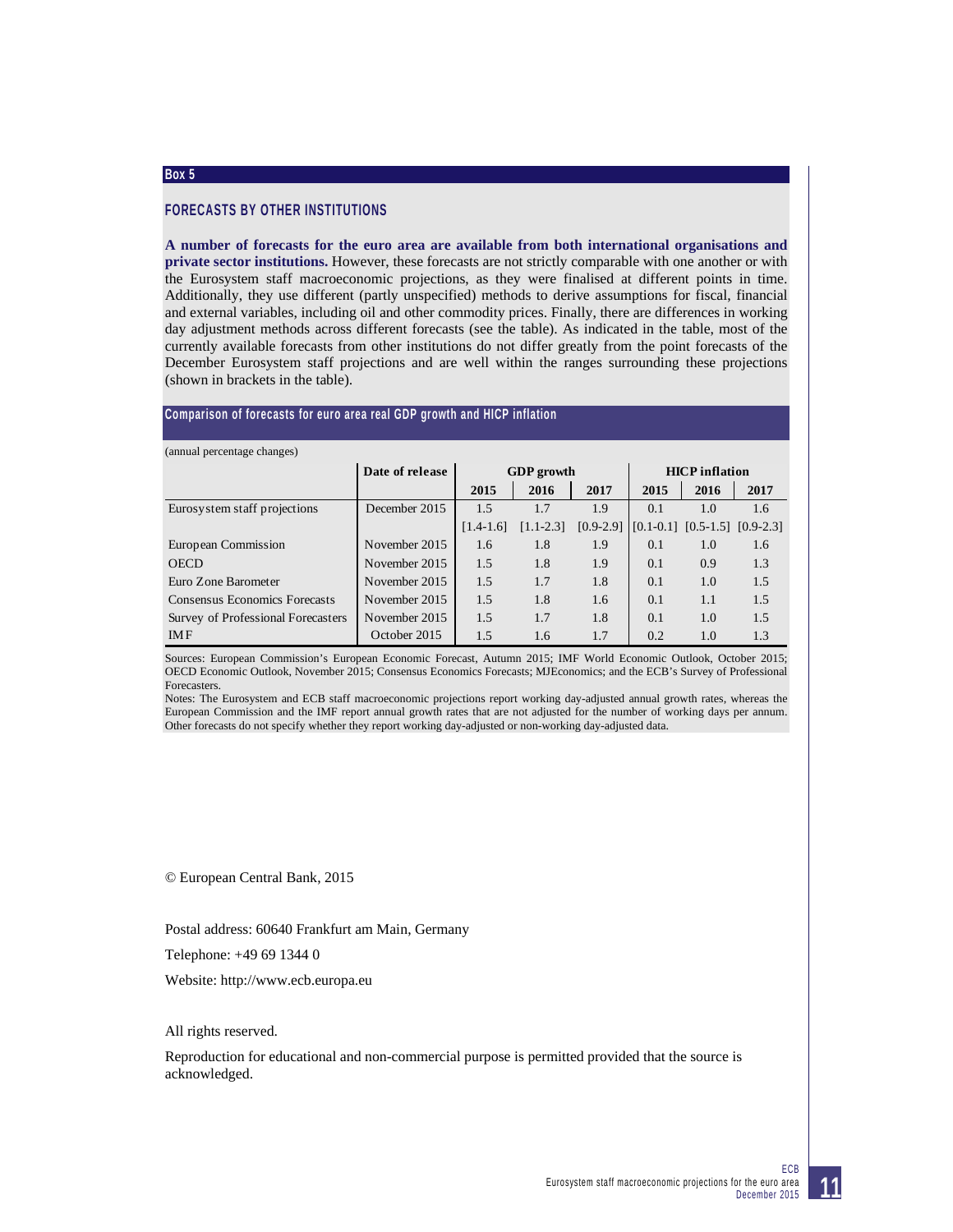**Box 5**

## FORECASTS BY OTHER INSTITUTIONS

**A number of forecasts for the euro area are available from both international organisations and private sector institutions.** However, these forecasts are not strictly comparable with one another or with the Eurosystem staff macroeconomic projections, as they were finalised at different points in time. Additionally, they use different (partly unspecified) methods to derive assumptions for fiscal, financial and external variables, including oil and other commodity prices. Finally, there are differences in working day adjustment methods across different forecasts (see the table). As indicated in the table, most of the currently available forecasts from other institutions do not differ greatly from the point forecasts of the December Eurosystem staff projections and are well within the ranges surrounding these projections (shown in brackets in the table).

**Comparison of forecasts for euro area real GDP growth and HICP inflation**

(annual percentage changes)

| | Date of release | GDP growth | | | HICP inflation | | |
|---|---|---|---|---|---|---|---|
| | | 2015 | 2016 | 2017 | 2015 | 2016 | 2017 |
| Eurosystem staff projections | December 2015 | 1.5 | 1.7 | 1.9 | 0.1 | 1.0 | 1.6 |
| | | [1.4-1.6] | [1.1-2.3] | [0.9-2.9] | [0.1-0.1] | [0.5-1.5] | [0.9-2.3] |
| European Commission | November 2015 | 1.6 | 1.8 | 1.9 | 0.1 | 1.0 | 1.6 |
| OECD | November 2015 | 1.5 | 1.8 | 1.9 | 0.1 | 0.9 | 1.3 |
| Euro Zone Barometer | November 2015 | 1.5 | 1.7 | 1.8 | 0.1 | 1.0 | 1.5 |
| Consensus Economics Forecasts | November 2015 | 1.5 | 1.8 | 1.6 | 0.1 | 1.1 | 1.5 |
| Survey of Professional Forecasters | November 2015 | 1.5 | 1.7 | 1.8 | 0.1 | 1.0 | 1.5 |
| IMF | October 2015 | 1.5 | 1.6 | 1.7 | 0.2 | 1.0 | 1.3 |

Sources: European Commission's European Economic Forecast, Autumn 2015; IMF World Economic Outlook, October 2015; OECD Economic Outlook, November 2015; Consensus Economics Forecasts; MJEconomics; and the ECB's Survey of Professional Forecasters.

Notes: The Eurosystem and ECB staff macroeconomic projections report working day-adjusted annual growth rates, whereas the European Commission and the IMF report annual growth rates that are not adjusted for the number of working days per annum. Other forecasts do not specify whether they report working day-adjusted or non-working day-adjusted data.

© European Central Bank, 2015

Postal address: 60640 Frankfurt am Main, Germany

Telephone: +49 69 1344 0

Website: http://www.ecb.europa.eu

All rights reserved.

Reproduction for educational and non-commercial purpose is permitted provided that the source is acknowledged.